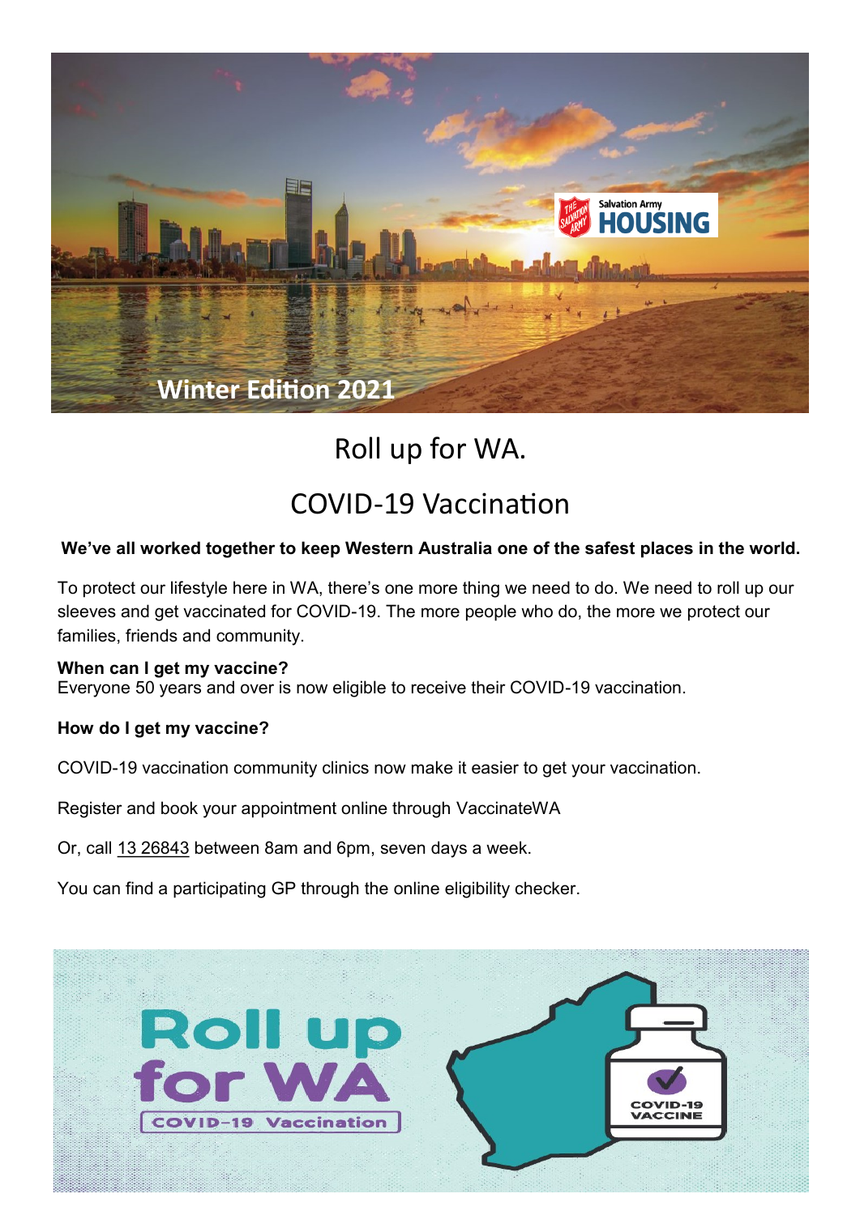Winter Edition 2021

# Roll up for WA.

# COVID-19 Vaccination

**We've all worked together to keep Western Australia one of the safest places in the world.**

To protect our lifestyle here in WA, there's one more thing we need to do. We need to roll up our sleeves and get vaccinated for COVID-19. The more people who do, the more we protect our families, friends and community.

**When can I get my vaccine?**
Everyone 50 years and over is now eligible to receive their COVID-19 vaccination.

**How do I get my vaccine?**

COVID-19 vaccination community clinics now make it easier to get your vaccination.

Register and book your appointment online through VaccinateWA

Or, call 13 26843 between 8am and 6pm, seven days a week.

You can find a participating GP through the online eligibility checker.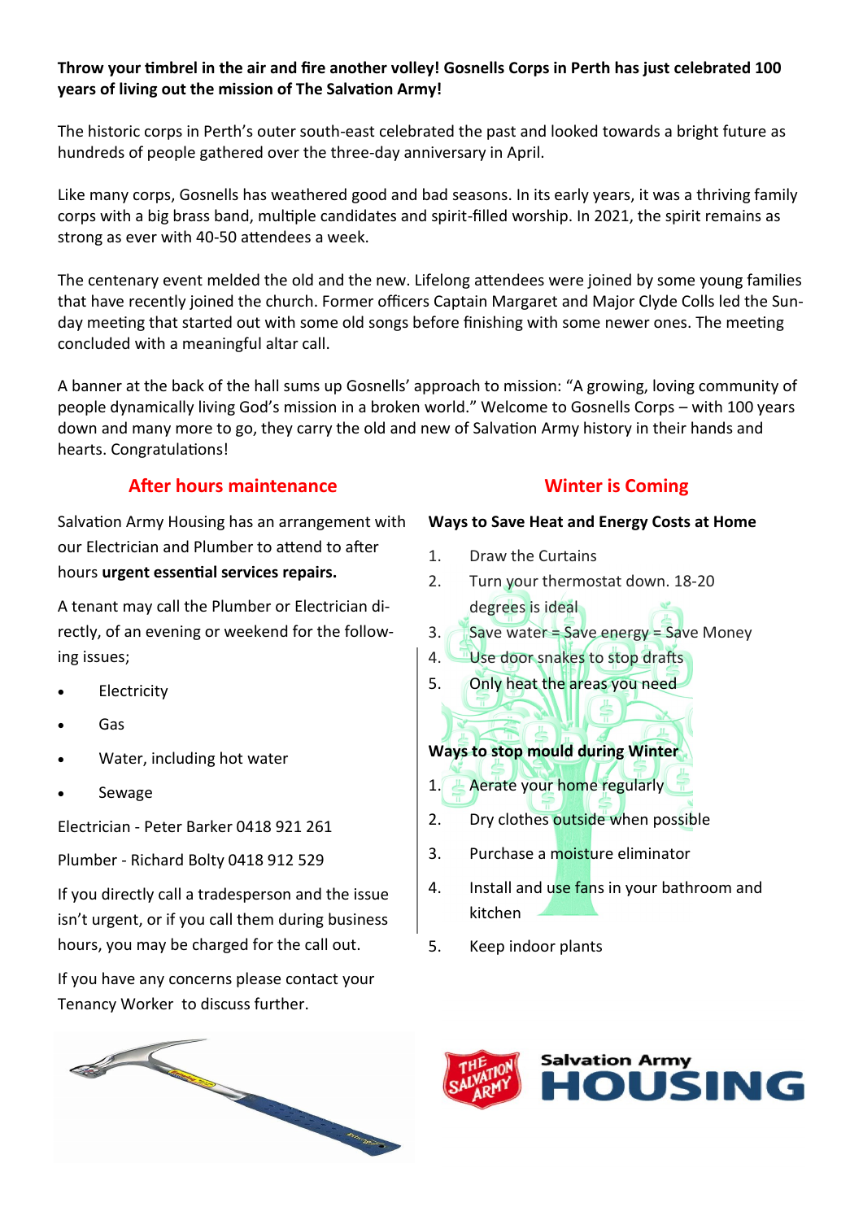**Throw your timbrel in the air and fire another volley! Gosnells Corps in Perth has just celebrated 100 years of living out the mission of The Salvation Army!**

The historic corps in Perth's outer south-east celebrated the past and looked towards a bright future as hundreds of people gathered over the three-day anniversary in April.

Like many corps, Gosnells has weathered good and bad seasons. In its early years, it was a thriving family corps with a big brass band, multiple candidates and spirit-filled worship. In 2021, the spirit remains as strong as ever with 40-50 attendees a week.

The centenary event melded the old and the new. Lifelong attendees were joined by some young families that have recently joined the church. Former officers Captain Margaret and Major Clyde Colls led the Sunday meeting that started out with some old songs before finishing with some newer ones. The meeting concluded with a meaningful altar call.

A banner at the back of the hall sums up Gosnells' approach to mission: "A growing, loving community of people dynamically living God's mission in a broken world." Welcome to Gosnells Corps – with 100 years down and many more to go, they carry the old and new of Salvation Army history in their hands and hearts. Congratulations!

## After hours maintenance

Salvation Army Housing has an arrangement with our Electrician and Plumber to attend to after hours **urgent essential services repairs.**

A tenant may call the Plumber or Electrician directly, of an evening or weekend for the following issues;

- Electricity
- Gas
- Water, including hot water
- Sewage

Electrician - Peter Barker 0418 921 261

Plumber - Richard Bolty 0418 912 529

If you directly call a tradesperson and the issue isn't urgent, or if you call them during business hours, you may be charged for the call out.

If you have any concerns please contact your Tenancy Worker to discuss further.

## Winter is Coming

**Ways to Save Heat and Energy Costs at Home**

1. Draw the Curtains
2. Turn your thermostat down. 18-20 degrees is ideal
3. Save water = Save energy = Save Money
4. Use door snakes to stop drafts
5. Only heat the areas you need

**Ways to stop mould during Winter**

1. Aerate your home regularly
2. Dry clothes outside when possible
3. Purchase a moisture eliminator
4. Install and use fans in your bathroom and kitchen
5. Keep indoor plants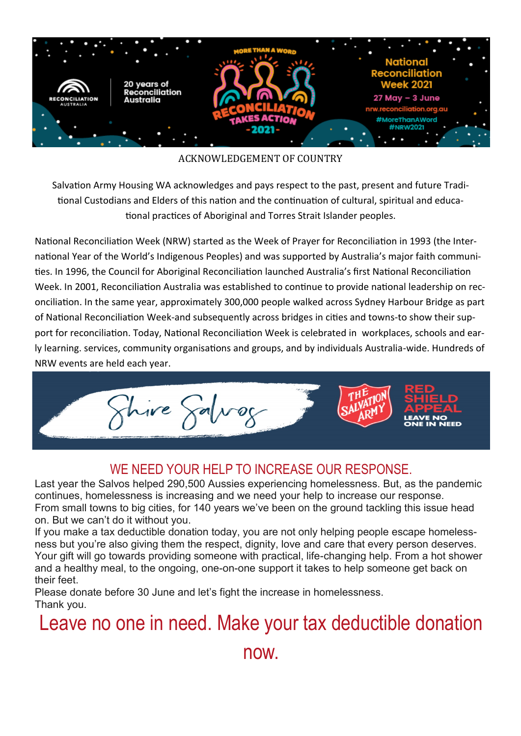20 years of Reconciliation Australia

MORE THAN A WORD

RECONCILIATION TAKES ACTION -2021-

National Reconciliation Week 2021

27 May – 3 June

nrw.reconciliation.org.au

#MoreThanAWord
#NRW2021

## ACKNOWLEDGEMENT OF COUNTRY

Salvation Army Housing WA acknowledges and pays respect to the past, present and future Traditional Custodians and Elders of this nation and the continuation of cultural, spiritual and educational practices of Aboriginal and Torres Strait Islander peoples.

National Reconciliation Week (NRW) started as the Week of Prayer for Reconciliation in 1993 (the International Year of the World's Indigenous Peoples) and was supported by Australia's major faith communities. In 1996, the Council for Aboriginal Reconciliation launched Australia's first National Reconciliation Week. In 2001, Reconciliation Australia was established to continue to provide national leadership on reconciliation. In the same year, approximately 300,000 people walked across Sydney Harbour Bridge as part of National Reconciliation Week-and subsequently across bridges in cities and towns-to show their support for reconciliation. Today, National Reconciliation Week is celebrated in workplaces, schools and early learning. services, community organisations and groups, and by individuals Australia-wide. Hundreds of NRW events are held each year.

Shire Salvos

THE SALVATION ARMY

RED SHIELD APPEAL

LEAVE NO ONE IN NEED

## WE NEED YOUR HELP TO INCREASE OUR RESPONSE.

Last year the Salvos helped 290,500 Aussies experiencing homelessness. But, as the pandemic continues, homelessness is increasing and we need your help to increase our response.
From small towns to big cities, for 140 years we've been on the ground tackling this issue head on. But we can't do it without you.
If you make a tax deductible donation today, you are not only helping people escape homelessness but you're also giving them the respect, dignity, love and care that every person deserves.
Your gift will go towards providing someone with practical, life-changing help. From a hot shower and a healthy meal, to the ongoing, one-on-one support it takes to help someone get back on their feet.
Please donate before 30 June and let's fight the increase in homelessness.
Thank you.

## Leave no one in need. Make your tax deductible donation now.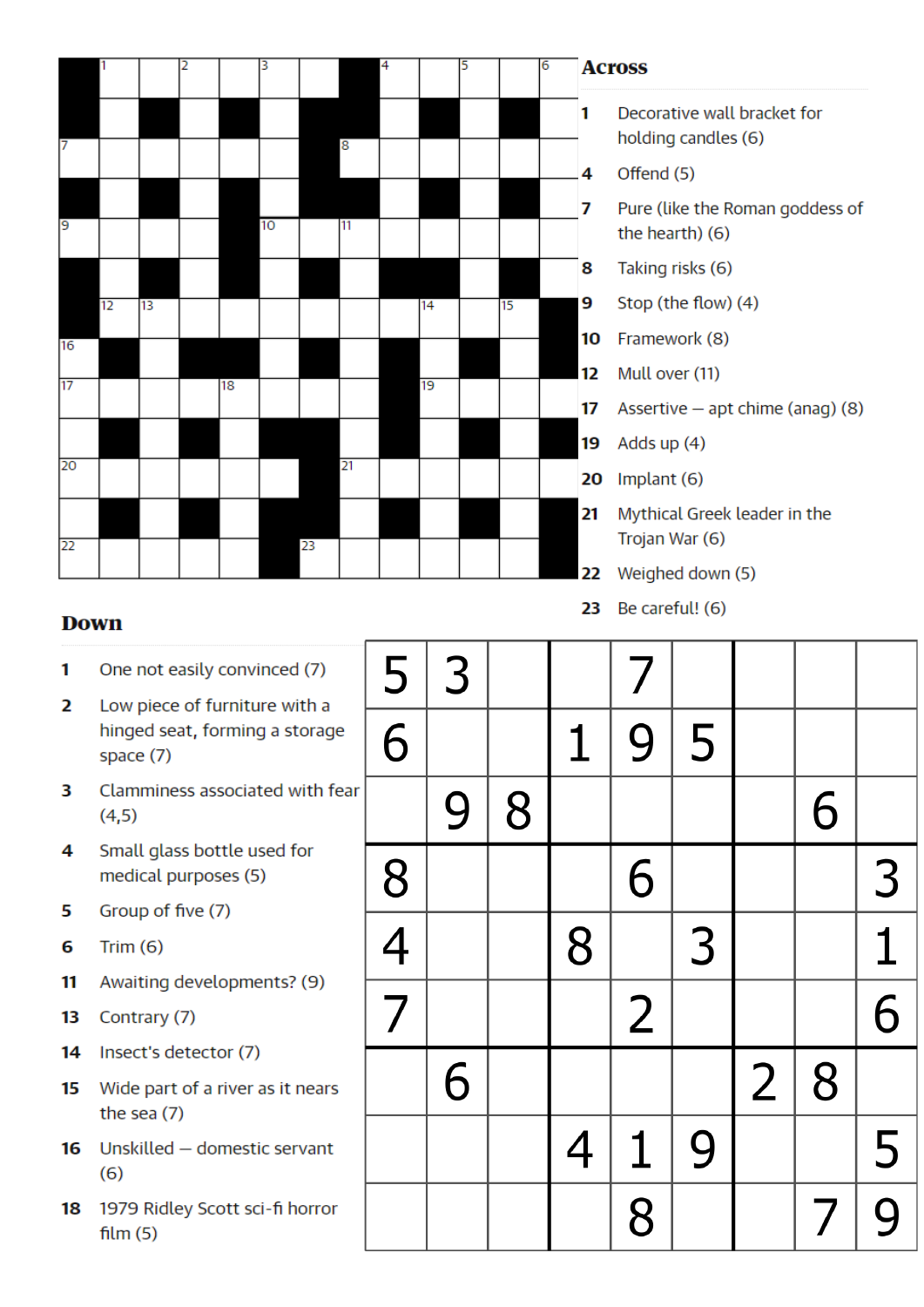## Across

**1** Decorative wall bracket for holding candles (6)

**4** Offend (5)

**7** Pure (like the Roman goddess of the hearth) (6)

**8** Taking risks (6)

**9** Stop (the flow) (4)

**10** Framework (8)

**12** Mull over (11)

**17** Assertive — apt chime (anag) (8)

**19** Adds up (4)

**20** Implant (6)

**21** Mythical Greek leader in the Trojan War (6)

**22** Weighed down (5)

**23** Be careful! (6)

## Down

**1** One not easily convinced (7)

**2** Low piece of furniture with a hinged seat, forming a storage space (7)

**3** Clamminess associated with fear (4,5)

**4** Small glass bottle used for medical purposes (5)

**5** Group of five (7)

**6** Trim (6)

**11** Awaiting developments? (9)

**13** Contrary (7)

**14** Insect's detector (7)

**15** Wide part of a river as it nears the sea (7)

**16** Unskilled — domestic servant (6)

**18** 1979 Ridley Scott sci-fi horror film (5)

| | | | | | | | | |
|---|---|---|---|---|---|---|---|---|
| 5 | 3 | | | 7 | | | | |
| 6 | | | 1 | 9 | 5 | | | |
| | 9 | 8 | | | | | 6 | |
| 8 | | | | 6 | | | | 3 |
| 4 | | | 8 | | 3 | | | 1 |
| 7 | | | | 2 | | | | 6 |
| | 6 | | | | | 2 | 8 | |
| | | | 4 | 1 | 9 | | | 5 |
| | | | | 8 | | | 7 | 9 |